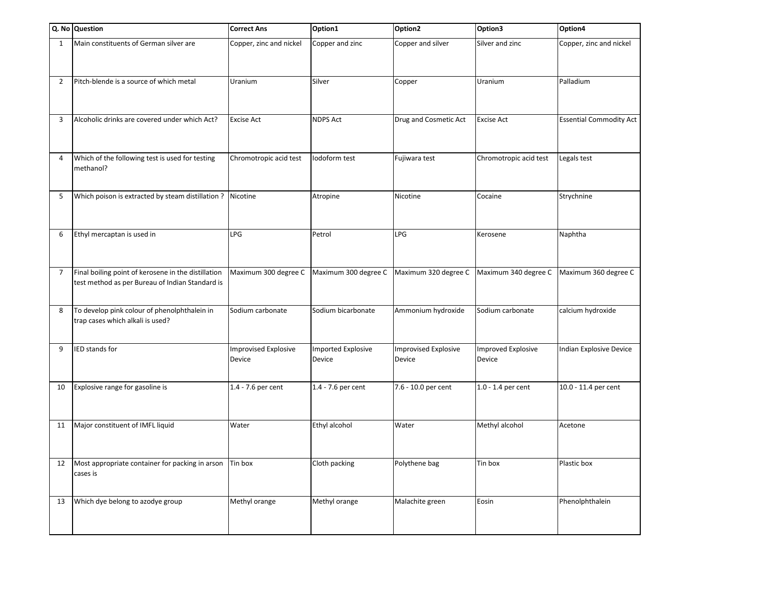| Q. No | Question | Correct Ans | Option1 | Option2 | Option3 | Option4 |
|---|---|---|---|---|---|---|
| 1 | Main constituents of German silver are | Copper, zinc and nickel | Copper and zinc | Copper and silver | Silver and zinc | Copper, zinc and nickel |
| 2 | Pitch-blende is a source of which metal | Uranium | Silver | Copper | Uranium | Palladium |
| 3 | Alcoholic drinks are covered under which Act? | Excise Act | NDPS Act | Drug and Cosmetic Act | Excise Act | Essential Commodity Act |
| 4 | Which of the following test is used for testing methanol? | Chromotropic acid test | Iodoform test | Fujiwara test | Chromotropic acid test | Legals test |
| 5 | Which poison is extracted by steam distillation ? | Nicotine | Atropine | Nicotine | Cocaine | Strychnine |
| 6 | Ethyl mercaptan is used in | LPG | Petrol | LPG | Kerosene | Naphtha |
| 7 | Final boiling point of kerosene in the distillation test method as per Bureau of Indian Standard is | Maximum 300 degree C | Maximum 300 degree C | Maximum 320 degree C | Maximum 340 degree C | Maximum 360 degree C |
| 8 | To develop pink colour of phenolphthalein in trap cases which alkali is used? | Sodium carbonate | Sodium bicarbonate | Ammonium hydroxide | Sodium carbonate | calcium hydroxide |
| 9 | IED stands for | Improvised Explosive Device | Imported Explosive Device | Improvised Explosive Device | Improved Explosive Device | Indian Explosive Device |
| 10 | Explosive range for gasoline is | 1.4 - 7.6 per cent | 1.4 - 7.6 per cent | 7.6 - 10.0 per cent | 1.0 - 1.4 per cent | 10.0 - 11.4 per cent |
| 11 | Major constituent of IMFL liquid | Water | Ethyl alcohol | Water | Methyl alcohol | Acetone |
| 12 | Most appropriate container for packing in arson cases is | Tin box | Cloth packing | Polythene bag | Tin box | Plastic box |
| 13 | Which dye belong to azodye group | Methyl orange | Methyl orange | Malachite green | Eosin | Phenolphthalein |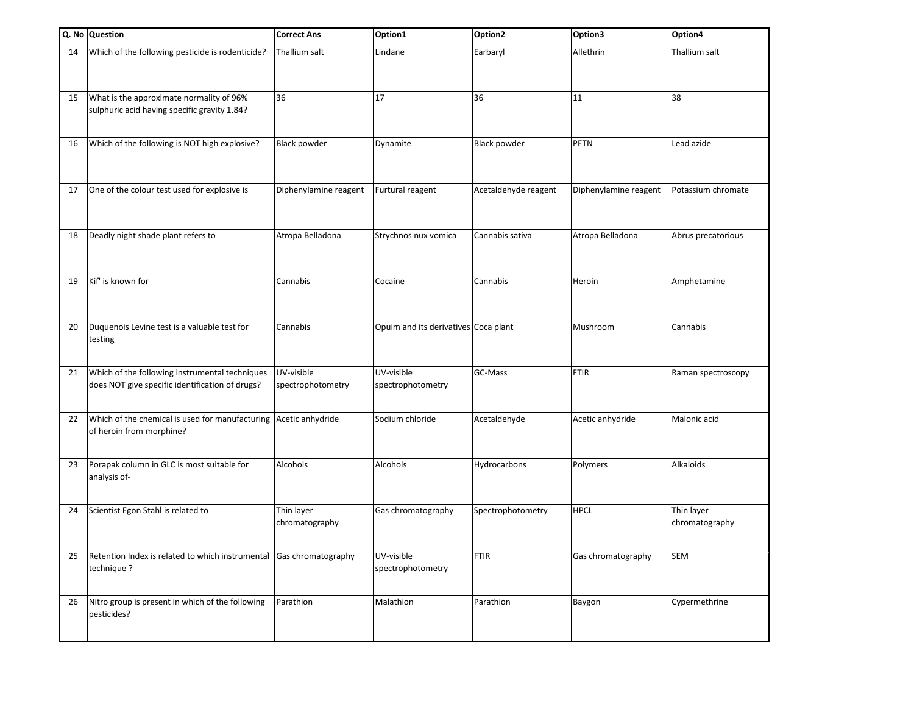| Q. No | Question | Correct Ans | Option1 | Option2 | Option3 | Option4 |
|---|---|---|---|---|---|---|
| 14 | Which of the following pesticide is rodenticide? | Thallium salt | Lindane | Earbaryl | Allethrin | Thallium salt |
| 15 | What is the approximate normality of 96% sulphuric acid having specific gravity 1.84? | 36 | 17 | 36 | 11 | 38 |
| 16 | Which of the following is NOT high explosive? | Black powder | Dynamite | Black powder | PETN | Lead azide |
| 17 | One of the colour test used for explosive is | Diphenylamine reagent | Furtural reagent | Acetaldehyde reagent | Diphenylamine reagent | Potassium chromate |
| 18 | Deadly night shade plant refers to | Atropa Belladona | Strychnos nux vomica | Cannabis sativa | Atropa Belladona | Abrus precatorious |
| 19 | Kif' is known for | Cannabis | Cocaine | Cannabis | Heroin | Amphetamine |
| 20 | Duquenois Levine test is a valuable test for testing | Cannabis | Opuim and its derivatives | Coca plant | Mushroom | Cannabis |
| 21 | Which of the following instrumental techniques does NOT give specific identification of drugs? | UV-visible spectrophotometry | UV-visible spectrophotometry | GC-Mass | FTIR | Raman spectroscopy |
| 22 | Which of the chemical is used for manufacturing of heroin from morphine? | Acetic anhydride | Sodium chloride | Acetaldehyde | Acetic anhydride | Malonic acid |
| 23 | Porapak column in GLC is most suitable for analysis of- | Alcohols | Alcohols | Hydrocarbons | Polymers | Alkaloids |
| 24 | Scientist Egon Stahl is related to | Thin layer chromatography | Gas chromatography | Spectrophotometry | HPCL | Thin layer chromatography |
| 25 | Retention Index is related to which instrumental technique ? | Gas chromatography | UV-visible spectrophotometry | FTIR | Gas chromatography | SEM |
| 26 | Nitro group is present in which of the following pesticides? | Parathion | Malathion | Parathion | Baygon | Cypermethrine |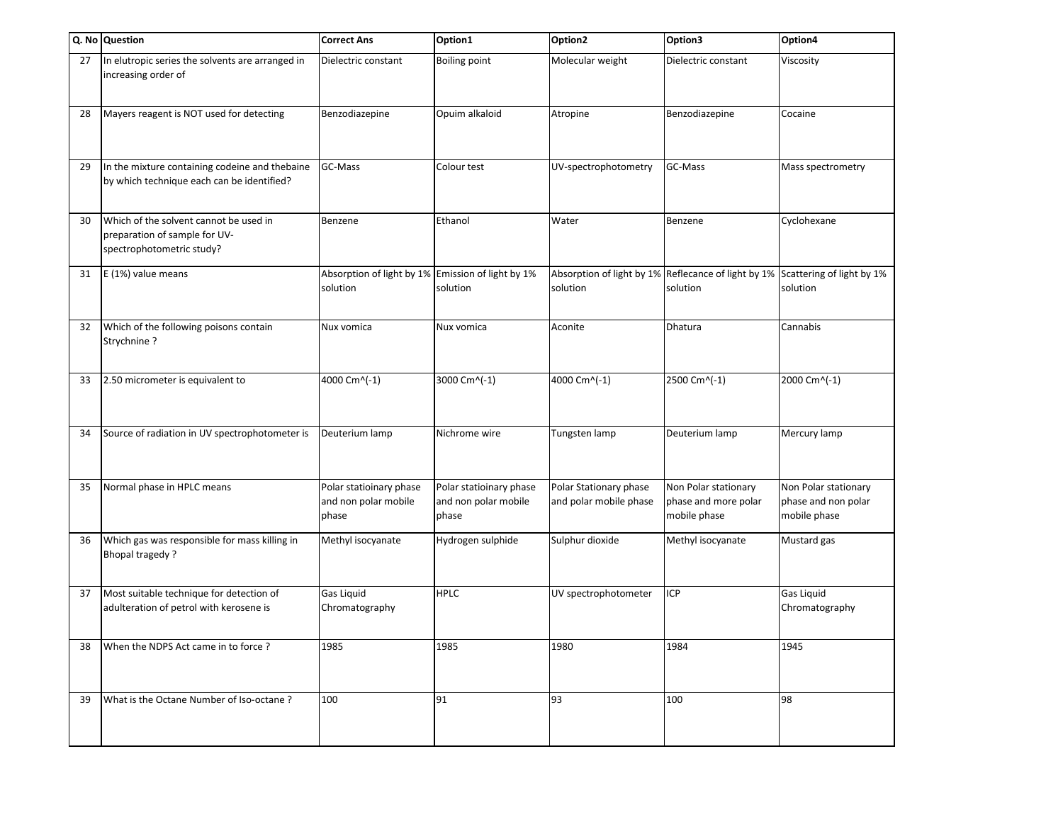| Q. No | Question | Correct Ans | Option1 | Option2 | Option3 | Option4 |
|---|---|---|---|---|---|---|
| 27 | In elutropic series the solvents are arranged in increasing order of | Dielectric constant | Boiling point | Molecular weight | Dielectric constant | Viscosity |
| 28 | Mayers reagent is NOT used for detecting | Benzodiazepine | Opuim alkaloid | Atropine | Benzodiazepine | Cocaine |
| 29 | In the mixture containing codeine and thebaine by which technique each can be identified? | GC-Mass | Colour test | UV-spectrophotometry | GC-Mass | Mass spectrometry |
| 30 | Which of the solvent cannot be used in preparation of sample for UV-spectrophotometric study? | Benzene | Ethanol | Water | Benzene | Cyclohexane |
| 31 | E (1%) value means | Absorption of light by 1% solution | Emission of light by 1% solution | Absorption of light by 1% solution | Reflecance of light by 1% solution | Scattering of light by 1% solution |
| 32 | Which of the following poisons contain Strychnine ? | Nux vomica | Nux vomica | Aconite | Dhatura | Cannabis |
| 33 | 2.50 micrometer is equivalent to | 4000 Cm^(-1) | 3000 Cm^(-1) | 4000 Cm^(-1) | 2500 Cm^(-1) | 2000 Cm^(-1) |
| 34 | Source of radiation in UV spectrophotometer is | Deuterium lamp | Nichrome wire | Tungsten lamp | Deuterium lamp | Mercury lamp |
| 35 | Normal phase in HPLC means | Polar statioinary phase and non polar mobile phase | Polar statioinary phase and non polar mobile phase | Polar Stationary phase and polar mobile phase | Non Polar stationary phase and more polar mobile phase | Non Polar stationary phase and non polar mobile phase |
| 36 | Which gas was responsible for mass killing in Bhopal tragedy ? | Methyl isocyanate | Hydrogen sulphide | Sulphur dioxide | Methyl isocyanate | Mustard gas |
| 37 | Most suitable technique for detection of adulteration of petrol with kerosene is | Gas Liquid Chromatography | HPLC | UV spectrophotometer | ICP | Gas Liquid Chromatography |
| 38 | When the NDPS Act came in to force ? | 1985 | 1985 | 1980 | 1984 | 1945 |
| 39 | What is the Octane Number of Iso-octane ? | 100 | 91 | 93 | 100 | 98 |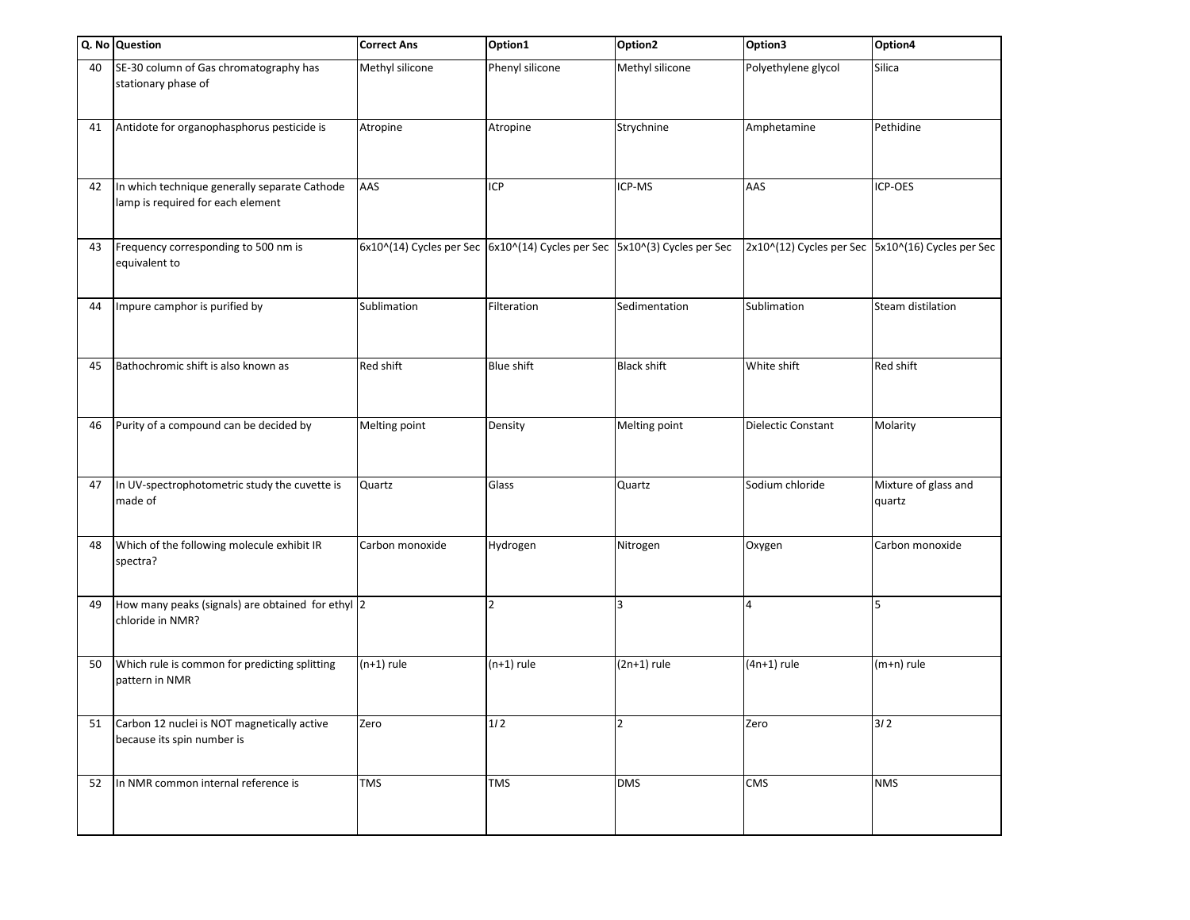| Q. No | Question | Correct Ans | Option1 | Option2 | Option3 | Option4 |
|---|---|---|---|---|---|---|
| 40 | SE-30 column of Gas chromatography has stationary phase of | Methyl silicone | Phenyl silicone | Methyl silicone | Polyethylene glycol | Silica |
| 41 | Antidote for organophasphorus pesticide is | Atropine | Atropine | Strychnine | Amphetamine | Pethidine |
| 42 | In which technique generally separate Cathode lamp is required for each element | AAS | ICP | ICP-MS | AAS | ICP-OES |
| 43 | Frequency corresponding to 500 nm is equivalent to | $6x10^{14}$ Cycles per Sec | $6x10^{14}$ Cycles per Sec | $5x10^{3}$ Cycles per Sec | $2x10^{12}$ Cycles per Sec | $5x10^{16}$ Cycles per Sec |
| 44 | Impure camphor is purified by | Sublimation | Filteration | Sedimentation | Sublimation | Steam distilation |
| 45 | Bathochromic shift is also known as | Red shift | Blue shift | Black shift | White shift | Red shift |
| 46 | Purity of a compound can be decided by | Melting point | Density | Melting point | Dielectic Constant | Molarity |
| 47 | In UV-spectrophotometric study the cuvette is made of | Quartz | Glass | Quartz | Sodium chloride | Mixture of glass and quartz |
| 48 | Which of the following molecule exhibit IR spectra? | Carbon monoxide | Hydrogen | Nitrogen | Oxygen | Carbon monoxide |
| 49 | How many peaks (signals) are obtained for ethyl chloride in NMR? | 2 | 2 | 3 | 4 | 5 |
| 50 | Which rule is common for predicting splitting pattern in NMR | (n+1) rule | (n+1) rule | (2n+1) rule | (4n+1) rule | (m+n) rule |
| 51 | Carbon 12 nuclei is NOT magnetically active because its spin number is | Zero | 1/2 | 2 | Zero | 3/2 |
| 52 | In NMR common internal reference is | TMS | TMS | DMS | CMS | NMS |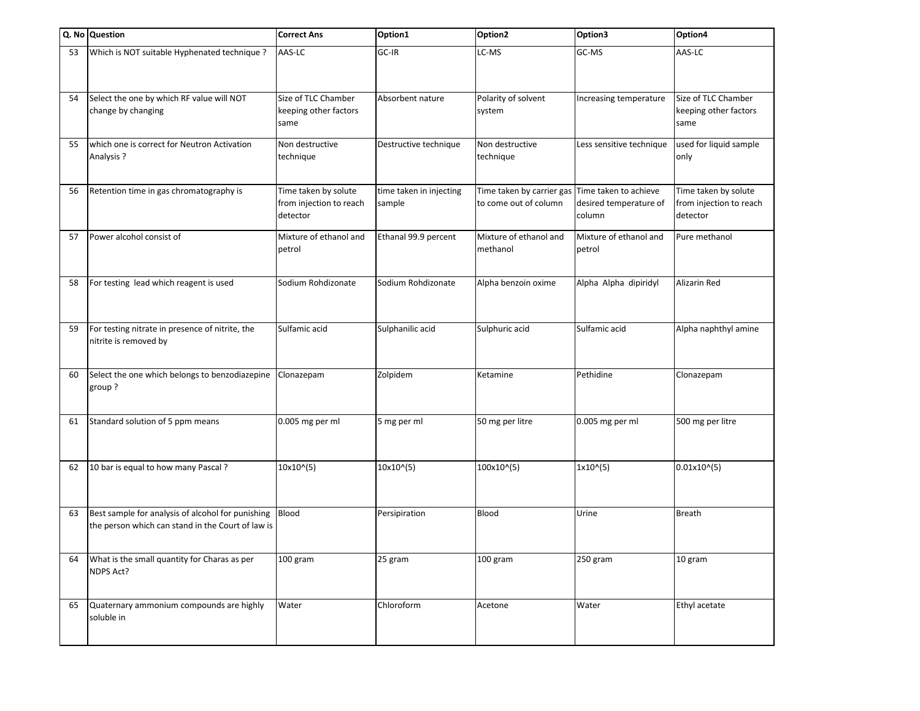| Q. No | Question | Correct Ans | Option1 | Option2 | Option3 | Option4 |
|---|---|---|---|---|---|---|
| 53 | Which is NOT suitable Hyphenated technique ? | AAS-LC | GC-IR | LC-MS | GC-MS | AAS-LC |
| 54 | Select the one by which RF value will NOT change by changing | Size of TLC Chamber keeping other factors same | Absorbent nature | Polarity of solvent system | Increasing temperature | Size of TLC Chamber keeping other factors same |
| 55 | which one is correct for Neutron Activation Analysis ? | Non destructive technique | Destructive technique | Non destructive technique | Less sensitive technique | used for liquid sample only |
| 56 | Retention time in gas chromatography is | Time taken by solute from injection to reach detector | time taken in injecting sample | Time taken by carrier gas to come out of column | Time taken to achieve desired temperature of column | Time taken by solute from injection to reach detector |
| 57 | Power alcohol consist of | Mixture of ethanol and petrol | Ethanal 99.9 percent | Mixture of ethanol and methanol | Mixture of ethanol and petrol | Pure methanol |
| 58 | For testing lead which reagent is used | Sodium Rohdizonate | Sodium Rohdizonate | Alpha benzoin oxime | Alpha Alpha dipiridyl | Alizarin Red |
| 59 | For testing nitrate in presence of nitrite, the nitrite is removed by | Sulfamic acid | Sulphanilic acid | Sulphuric acid | Sulfamic acid | Alpha naphthyl amine |
| 60 | Select the one which belongs to benzodiazepine group ? | Clonazepam | Zolpidem | Ketamine | Pethidine | Clonazepam |
| 61 | Standard solution of 5 ppm means | 0.005 mg per ml | 5 mg per ml | 50 mg per litre | 0.005 mg per ml | 500 mg per litre |
| 62 | 10 bar is equal to how many Pascal ? | $10 \times 10^{5}$ | $10 \times 10^{5}$ | $100 \times 10^{5}$ | $1 \times 10^{5}$ | $0.01 \times 10^{5}$ |
| 63 | Best sample for analysis of alcohol for punishing the person which can stand in the Court of law is | Blood | Persipiration | Blood | Urine | Breath |
| 64 | What is the small quantity for Charas as per NDPS Act? | 100 gram | 25 gram | 100 gram | 250 gram | 10 gram |
| 65 | Quaternary ammonium compounds are highly soluble in | Water | Chloroform | Acetone | Water | Ethyl acetate |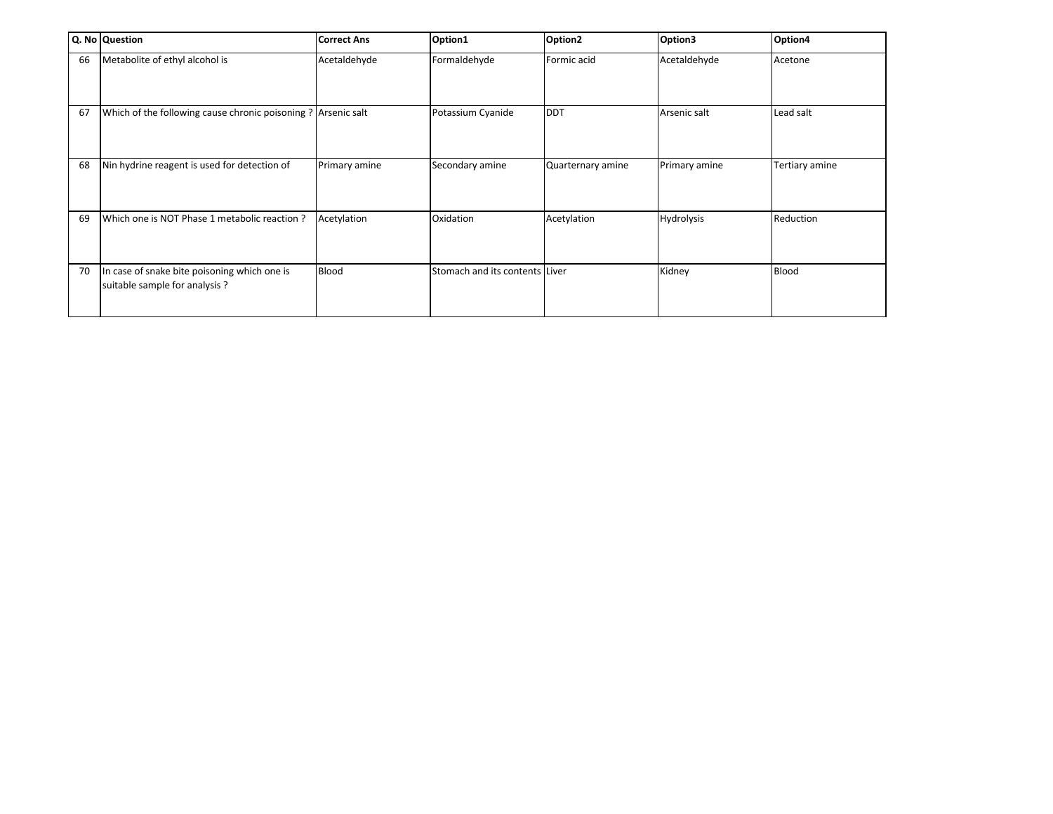| Q. No | Question | Correct Ans | Option1 | Option2 | Option3 | Option4 |
|---|---|---|---|---|---|---|
| 66 | Metabolite of ethyl alcohol is | Acetaldehyde | Formaldehyde | Formic acid | Acetaldehyde | Acetone |
| 67 | Which of the following cause chronic poisoning ? | Arsenic salt | Potassium Cyanide | DDT | Arsenic salt | Lead salt |
| 68 | Nin hydrine reagent is used for detection of | Primary amine | Secondary amine | Quarternary amine | Primary amine | Tertiary amine |
| 69 | Which one is NOT Phase 1 metabolic reaction ? | Acetylation | Oxidation | Acetylation | Hydrolysis | Reduction |
| 70 | In case of snake bite poisoning which one is suitable sample for analysis ? | Blood | Stomach and its contents | Liver | Kidney | Blood |